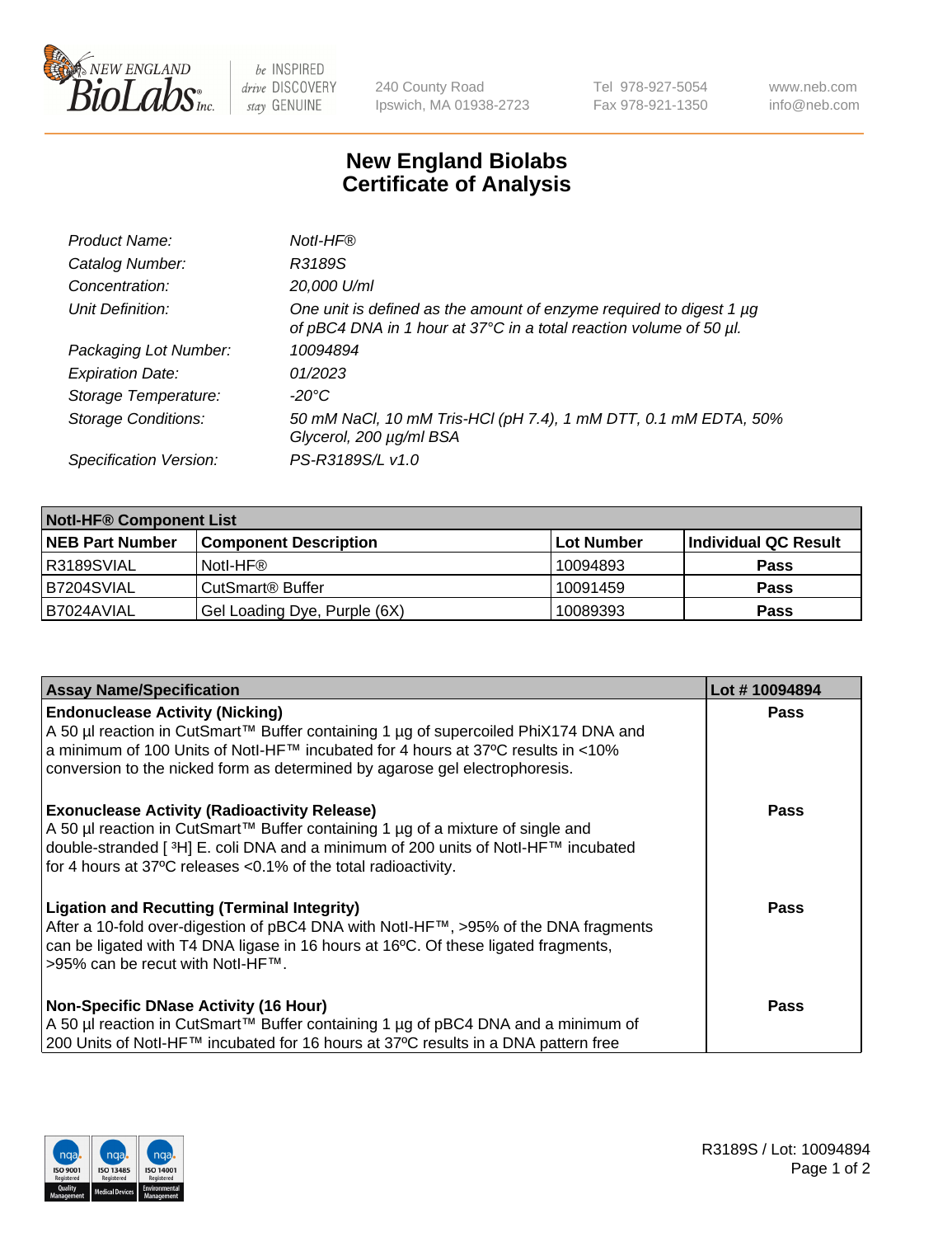# New England Biolabs
# Certificate of Analysis

| | |
|---|---|
| *Product Name:* | *NotI-HF®* |
| *Catalog Number:* | *R3189S* |
| *Concentration:* | *20,000 U/ml* |
| *Unit Definition:* | *One unit is defined as the amount of enzyme required to digest 1 µg of pBC4 DNA in 1 hour at 37°C in a total reaction volume of 50 µl.* |
| *Packaging Lot Number:* | *10094894* |
| *Expiration Date:* | *01/2023* |
| *Storage Temperature:* | *-20°C* |
| *Storage Conditions:* | *50 mM NaCl, 10 mM Tris-HCl (pH 7.4), 1 mM DTT, 0.1 mM EDTA, 50% Glycerol, 200 µg/ml BSA* |
| *Specification Version:* | *PS-R3189S/L v1.0* |

| **NotI-HF® Component List** | | | |
|---|---|---|---|
| **NEB Part Number** | **Component Description** | **Lot Number** | **Individual QC Result** |
| R3189SVIAL | NotI-HF® | 10094893 | **Pass** |
| B7204SVIAL | CutSmart® Buffer | 10091459 | **Pass** |
| B7024AVIAL | Gel Loading Dye, Purple (6X) | 10089393 | **Pass** |

| **Assay Name/Specification** | **Lot # 10094894** |
|---|---|
| **Endonuclease Activity (Nicking)** A 50 µl reaction in CutSmart™ Buffer containing 1 µg of supercoiled PhiX174 DNA and a minimum of 100 Units of NotI-HF™ incubated for 4 hours at 37ºC results in <10% conversion to the nicked form as determined by agarose gel electrophoresis. | **Pass** |
| **Exonuclease Activity (Radioactivity Release)** A 50 µl reaction in CutSmart™ Buffer containing 1 µg of a mixture of single and double-stranded [ $^3$H] E. coli DNA and a minimum of 200 units of NotI-HF™ incubated for 4 hours at 37ºC releases <0.1% of the total radioactivity. | **Pass** |
| **Ligation and Recutting (Terminal Integrity)** After a 10-fold over-digestion of pBC4 DNA with NotI-HF™, >95% of the DNA fragments can be ligated with T4 DNA ligase in 16 hours at 16ºC. Of these ligated fragments, >95% can be recut with NotI-HF™. | **Pass** |
| **Non-Specific DNase Activity (16 Hour)** A 50 µl reaction in CutSmart™ Buffer containing 1 µg of pBC4 DNA and a minimum of 200 Units of NotI-HF™ incubated for 16 hours at 37ºC results in a DNA pattern free | **Pass** |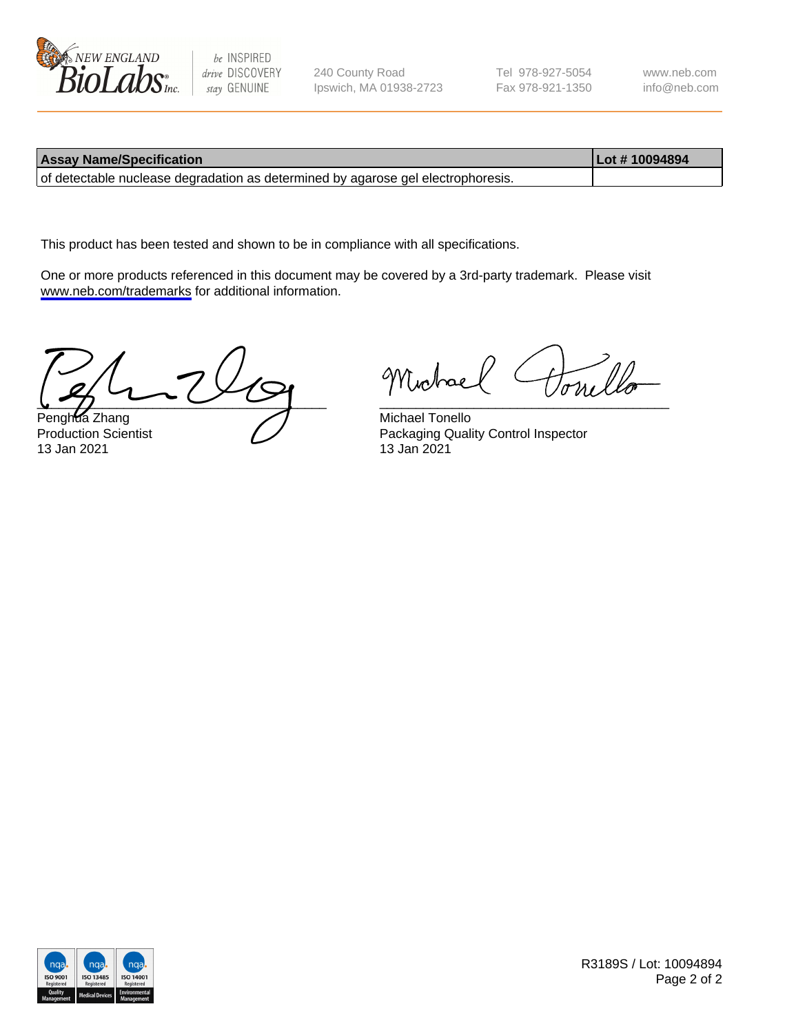| Assay Name/Specification | Lot # 10094894 |
|---|---|
| of detectable nuclease degradation as determined by agarose gel electrophoresis. | |

This product has been tested and shown to be in compliance with all specifications.

One or more products referenced in this document may be covered by a 3rd-party trademark. Please visit www.neb.com/trademarks for additional information.

Penghua Zhang
Production Scientist
13 Jan 2021

Michael Tonello
Packaging Quality Control Inspector
13 Jan 2021

R3189S / Lot: 10094894